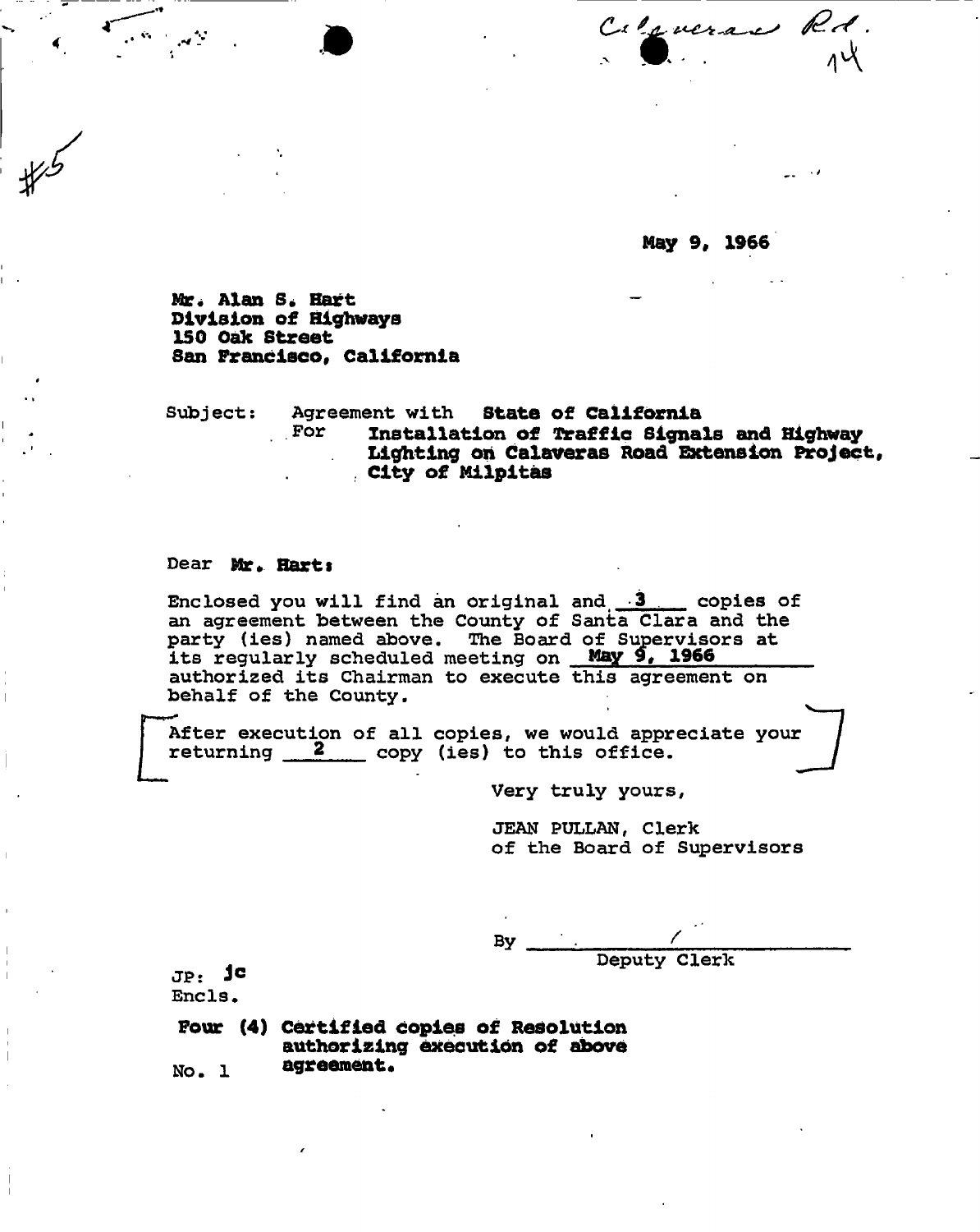Calaveras Rd.
14

#5

May 9, 1966

**Mr. Alan S. Hart**
**Division of Highways**
**150 Oak Street**
**San Francisco, California**

Subject: Agreement with **State of California**
For **Installation of Traffic Signals and Highway Lighting on Calaveras Road Extension Project, City of Milpitas**

Dear **Mr. Hart:**

Enclosed you will find an original and 3 copies of an agreement between the County of Santa Clara and the party (ies) named above. The Board of Supervisors at its regularly scheduled meeting on **May 9, 1966** authorized its Chairman to execute this agreement on behalf of the County.

After execution of all copies, we would appreciate your returning 2 copy (ies) to this office.

Very truly yours,

JEAN PULLAN, Clerk
of the Board of Supervisors

By ______________________
Deputy Clerk

JP: jc
Encls.

**Four (4) Certified copies of Resolution authorizing execution of above agreement.**

No. 1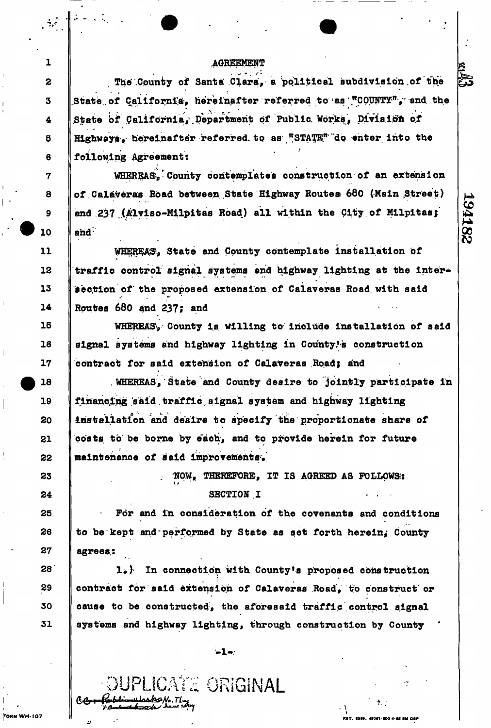## AGREEMENT

The County of Santa Clara, a political subdivision of the State of California, hereinafter referred to as "COUNTY", and the State of California, Department of Public Works, Division of Highways, hereinafter referred to as "STATE" do enter into the following Agreement:

WHEREAS, County contemplates construction of an extension of Calaveras Road between State Highway Routes 680 (Main Street) and 237 (Alviso-Milpitas Road) all within the City of Milpitas; and

WHEREAS, State and County contemplate installation of traffic control signal systems and highway lighting at the intersection of the proposed extension of Calaveras Road with said Routes 680 and 237; and

WHEREAS, County is willing to include installation of said signal systems and highway lighting in County's construction contract for said extension of Calaveras Road; and

WHEREAS, State and County desire to jointly participate in financing said traffic signal system and highway lighting installation and desire to specify the proportionate share of costs to be borne by each, and to provide herein for future maintenance of said improvements.

NOW, THEREFORE, IT IS AGREED AS FOLLOWS:

### SECTION I

For and in consideration of the covenants and conditions to be kept and performed by State as set forth herein, County agrees:

1.) In connection with County's proposed construction contract for said extension of Calaveras Road, to construct or cause to be constructed, the aforesaid traffic control signal systems and highway lighting, through construction by County

DUPLICATE ORIGINAL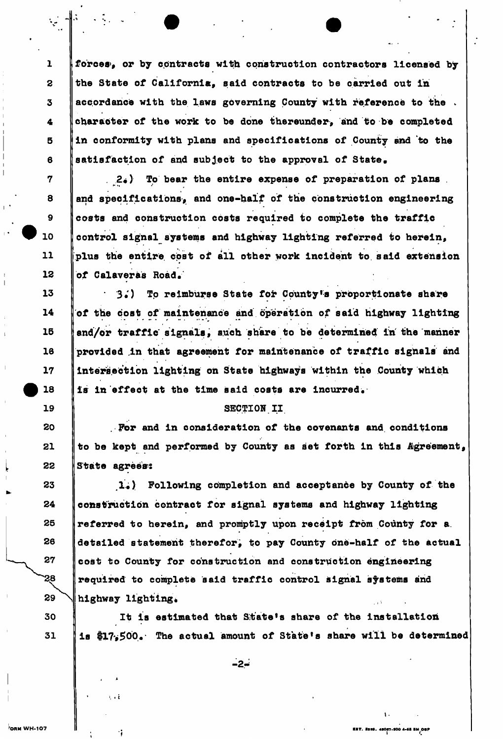forces, or by contracts with construction contractors licensed by the State of California, said contracts to be carried out in accordance with the laws governing County with reference to the character of the work to be done thereunder, and to be completed in conformity with plans and specifications of County and to the satisfaction of and subject to the approval of State.

2.) To bear the entire expense of preparation of plans and specifications, and one-half of the construction engineering costs and construction costs required to complete the traffic control signal systems and highway lighting referred to herein, plus the entire cost of all other work incident to said extension of Calaveras Road.

3.) To reimburse State for County's proportionate share of the cost of maintenance and operation of said highway lighting and/or traffic signals, such share to be determined in the manner provided in that agreement for maintenance of traffic signals and intersection lighting on State highways within the County which is in effect at the time said costs are incurred.

SECTION II

For and in consideration of the covenants and conditions to be kept and performed by County as set forth in this Agreement, State agrees:

1.) Following completion and acceptance by County of the construction contract for signal systems and highway lighting referred to herein, and promptly upon receipt from County for a detailed statement therefor, to pay County one-half of the actual cost to County for construction and construction engineering required to complete said traffic control signal systems and highway lighting.

It is estimated that State's share of the installation is $17,500. The actual amount of State's share will be determined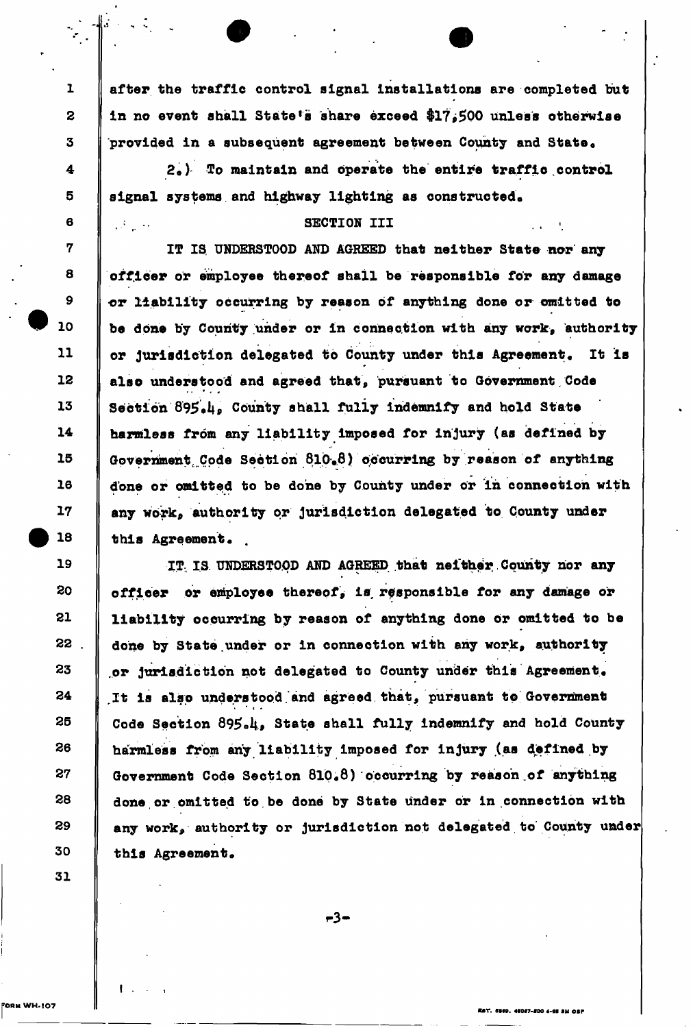after the traffic control signal installations are completed but in no event shall State's share exceed $17,500 unless otherwise provided in a subsequent agreement between County and State.

2.) To maintain and operate the entire traffic control signal systems and highway lighting as constructed.

## SECTION III

IT IS UNDERSTOOD AND AGREED that neither State nor any officer or employee thereof shall be responsible for any damage or liability occurring by reason of anything done or omitted to be done by County under or in connection with any work, authority or jurisdiction delegated to County under this Agreement. It is also understood and agreed that, pursuant to Government Code Section 895.4, County shall fully indemnify and hold State harmless from any liability imposed for injury (as defined by Government Code Section 810.8) occurring by reason of anything done or omitted to be done by County under or in connection with any work, authority or jurisdiction delegated to County under this Agreement.

IT IS UNDERSTOOD AND AGREED that neither County nor any officer or employee thereof, is responsible for any damage or liability occurring by reason of anything done or omitted to be done by State under or in connection with any work, authority or jurisdiction not delegated to County under this Agreement. It is also understood and agreed that, pursuant to Government Code Section 895.4, State shall fully indemnify and hold County harmless from any liability imposed for injury (as defined by Government Code Section 810.8) occurring by reason of anything done or omitted to be done by State under or in connection with any work, authority or jurisdiction not delegated to County under this Agreement.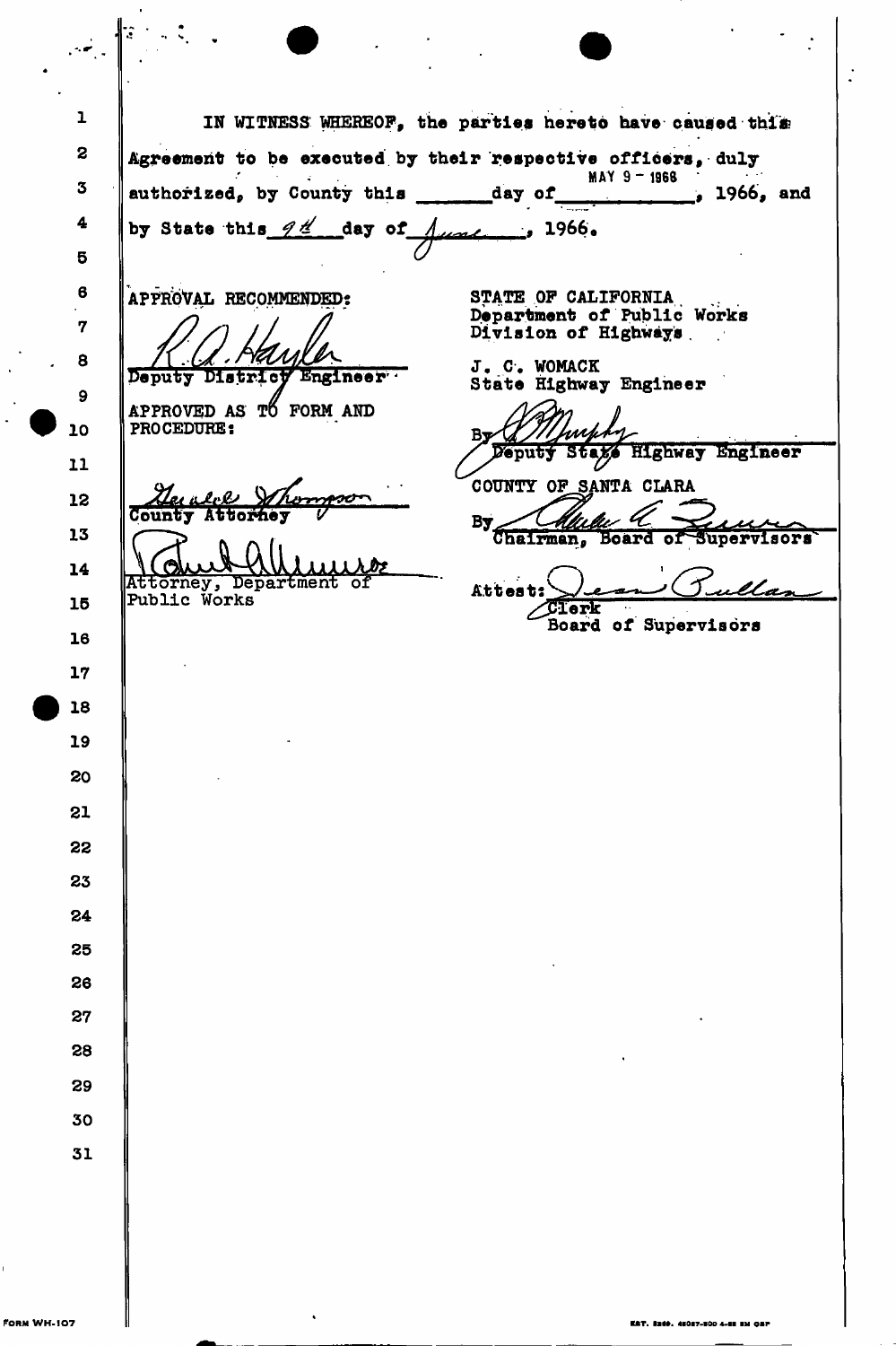IN WITNESS WHEREOF, the parties hereto have caused this Agreement to be executed by their respective officers, duly authorized, by County this ______ day of MAY 9 – 1966, 1966, and by State this 9th day of June, 1966.

APPROVAL RECOMMENDED:

R. A. Hayler
Deputy District Engineer

APPROVED AS TO FORM AND PROCEDURE:

Gerald Thompson
County Attorney

Attorney, Department of Public Works

STATE OF CALIFORNIA
Department of Public Works
Division of Highways

J. C. WOMACK
State Highway Engineer

By J. Murphy
Deputy State Highway Engineer

COUNTY OF SANTA CLARA

By
Chairman, Board of Supervisors

Attest: Jean Pullan
Clerk
Board of Supervisors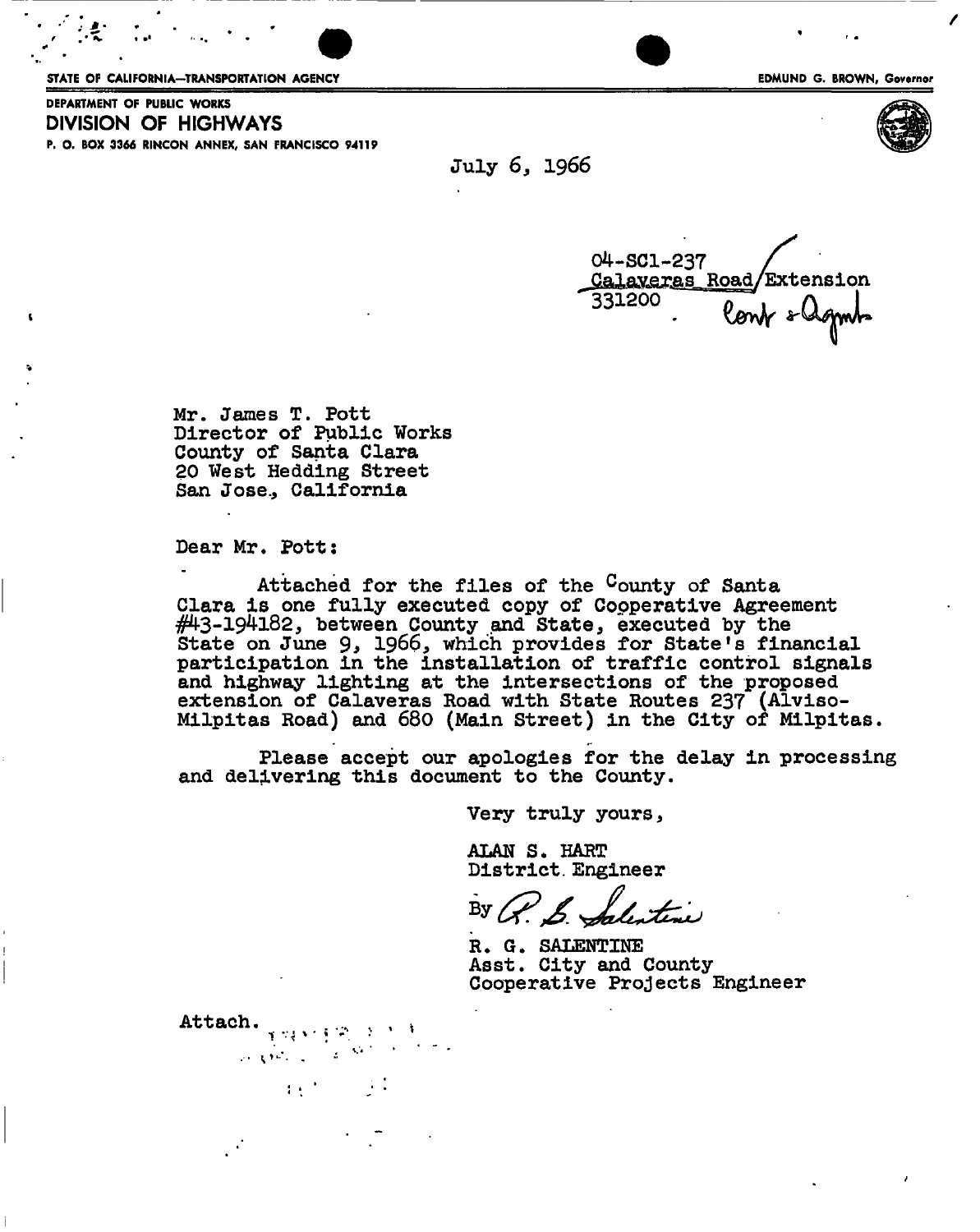STATE OF CALIFORNIA—TRANSPORTATION AGENCY

EDMUND G. BROWN, Governor

DEPARTMENT OF PUBLIC WORKS
**DIVISION OF HIGHWAYS**
P. O. BOX 3366 RINCON ANNEX, SAN FRANCISCO 94119

July 6, 1966

04-SCl-237
Calaveras Road/Extension
331200
Contr & Agmts

Mr. James T. Pott
Director of Public Works
County of Santa Clara
20 West Hedding Street
San Jose, California

Dear Mr. Pott:

Attached for the files of the County of Santa Clara is one fully executed copy of Cooperative Agreement #43-194182, between County and State, executed by the State on June 9, 1966, which provides for State's financial participation in the installation of traffic control signals and highway lighting at the intersections of the proposed extension of Calaveras Road with State Routes 237 (Alviso-Milpitas Road) and 680 (Main Street) in the City of Milpitas.

Please accept our apologies for the delay in processing and delivering this document to the County.

Very truly yours,

ALAN S. HART
District Engineer

By R. G. Salentine

R. G. SALENTINE
Asst. City and County
Cooperative Projects Engineer

Attach.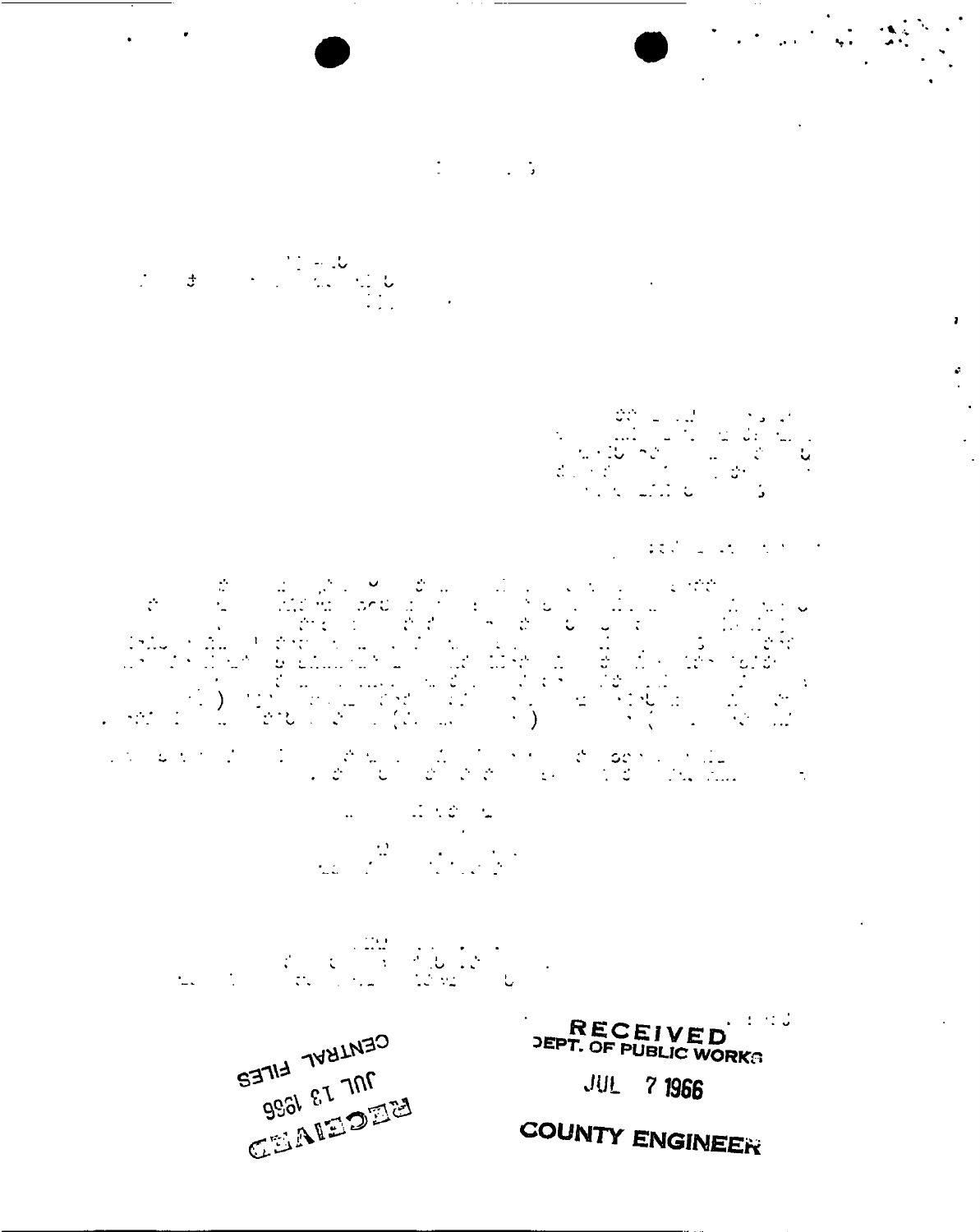RECEIVED
DEPT. OF PUBLIC WORKS
JUL 7 1966
COUNTY ENGINEER

CENTRAL FILES
JUL 13 1966
RECEIVED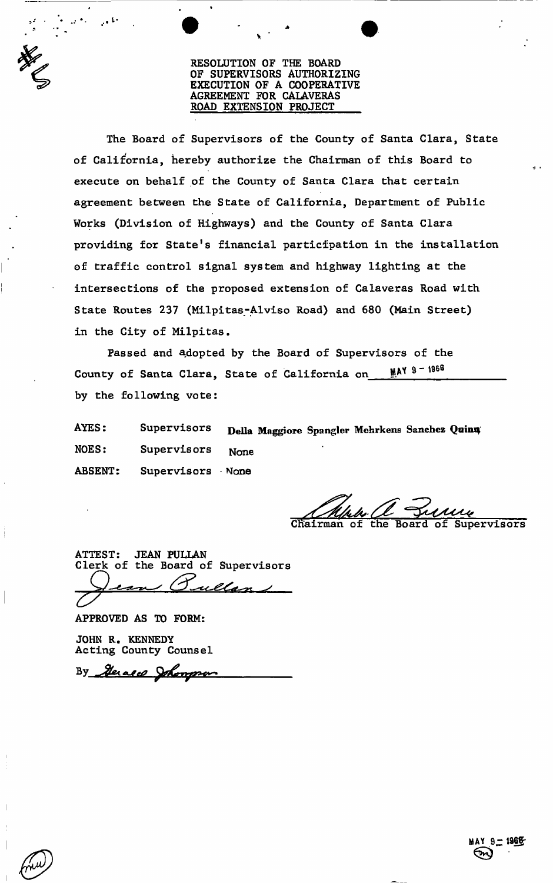# RESOLUTION OF THE BOARD OF SUPERVISORS AUTHORIZING EXECUTION OF A COOPERATIVE AGREEMENT FOR CALAVERAS ROAD EXTENSION PROJECT

The Board of Supervisors of the County of Santa Clara, State of California, hereby authorize the Chairman of this Board to execute on behalf of the County of Santa Clara that certain agreement between the State of California, Department of Public Works (Division of Highways) and the County of Santa Clara providing for State's financial participation in the installation of traffic control signal system and highway lighting at the intersections of the proposed extension of Calaveras Road with State Routes 237 (Milpitas-Alviso Road) and 680 (Main Street) in the City of Milpitas.

Passed and adopted by the Board of Supervisors of the County of Santa Clara, State of California on MAY 9 - 1966 by the following vote:

AYES: Supervisors Della Maggiore Spangler Mehrkens Sanchez Quinn

NOES: Supervisors None

ABSENT: Supervisors None

Chairman of the Board of Supervisors

ATTEST: JEAN PULLAN
Clerk of the Board of Supervisors

APPROVED AS TO FORM:

JOHN R. KENNEDY
Acting County Counsel

By ______________

MAY 9 - 1966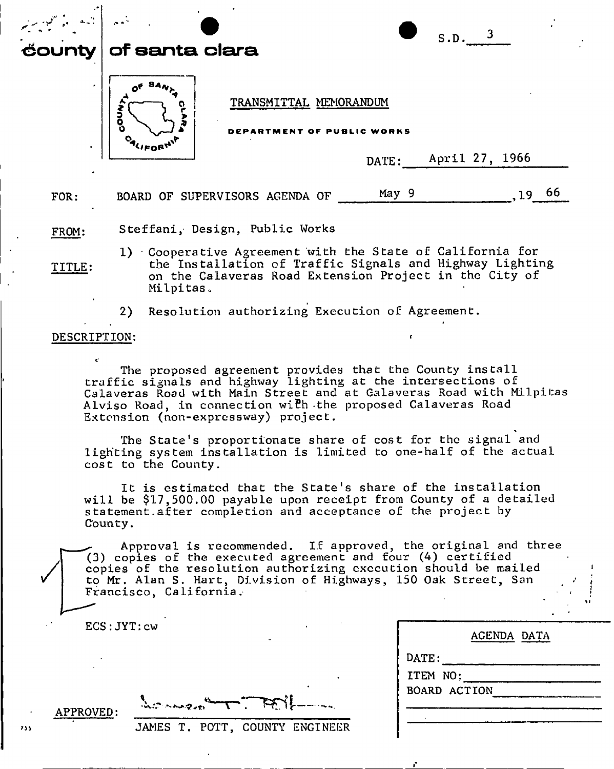S.D. 3

# county of santa clara

TRANSMITTAL MEMORANDUM

DEPARTMENT OF PUBLIC WORKS

DATE: April 27, 1966

FOR: BOARD OF SUPERVISORS AGENDA OF May 9, 19 66

FROM: Steffani, Design, Public Works

TITLE:
1) Cooperative Agreement with the State of California for the Installation of Traffic Signals and Highway Lighting on the Calaveras Road Extension Project in the City of Milpitas.
2) Resolution authorizing Execution of Agreement.

DESCRIPTION:

The proposed agreement provides that the County install traffic signals and highway lighting at the intersections of Calaveras Road with Main Street and at Calaveras Road with Milpitas Alviso Road, in connection with the proposed Calaveras Road Extension (non-expressway) project.

The State's proportionate share of cost for the signal and lighting system installation is limited to one-half of the actual cost to the County.

It is estimated that the State's share of the installation will be $17,500.00 payable upon receipt from County of a detailed statement after completion and acceptance of the project by County.

Approval is recommended. If approved, the original and three (3) copies of the executed agreement and four (4) certified copies of the resolution authorizing execution should be mailed to Mr. Alan S. Hart, Division of Highways, 150 Oak Street, San Francisco, California.

ECS:JYT:cw

APPROVED: JAMES T. POTT, COUNTY ENGINEER

AGENDA DATA

DATE: ______

ITEM NO: ______

BOARD ACTION ______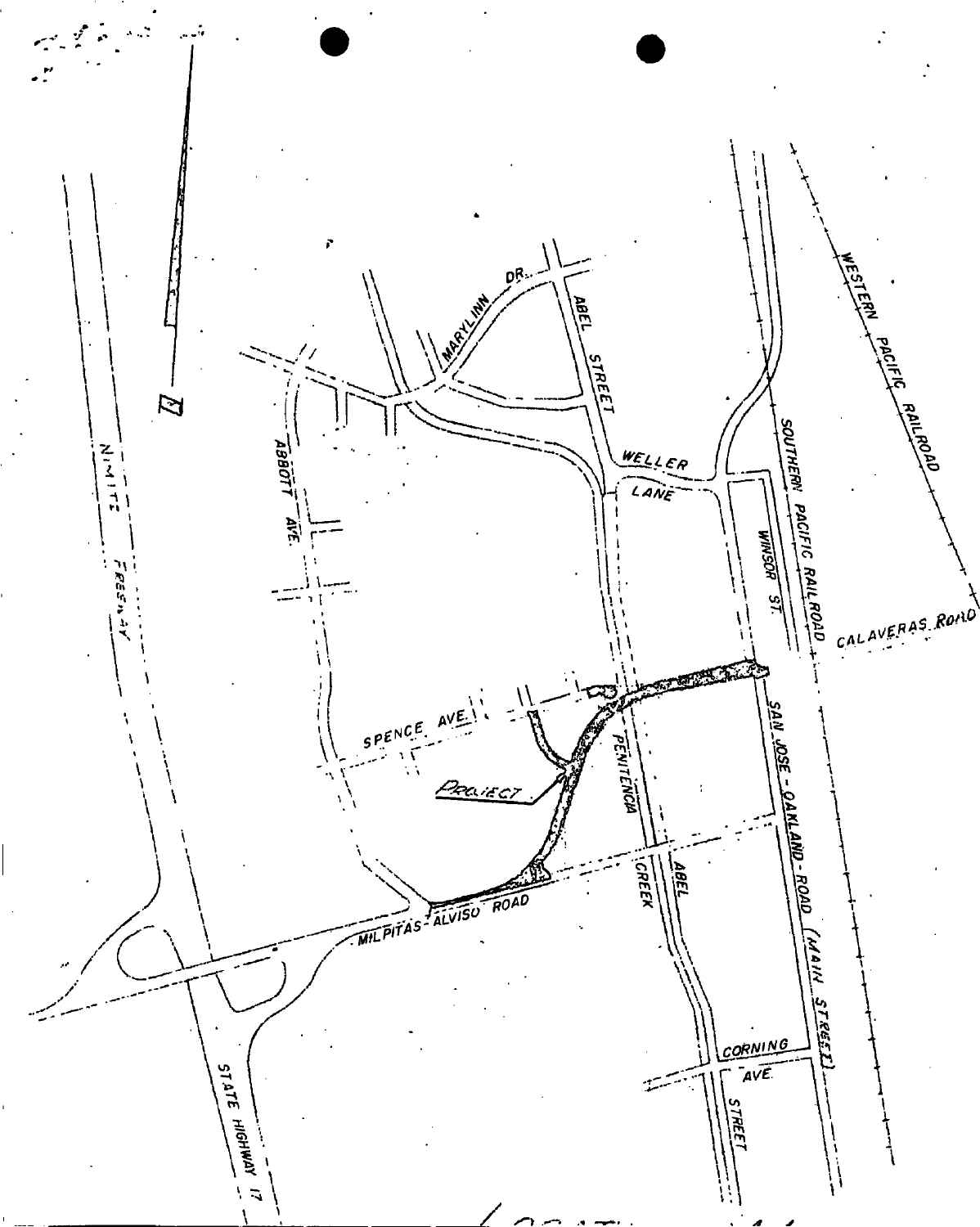NIMITZ FREEWAY

MARYLINN DR.

ABEL STREET

ABBOTT AVE.

WELLER LANE

SOUTHERN PACIFIC RAILROAD

WESTERN PACIFIC RAILROAD

WINSOR ST.

CALAVERAS ROAD

SPENCE AVE.

PROJECT

PENITENCIA CREEK

SAN JOSE - OAKLAND - ROAD (MAIN STREET)

MILPITAS - ALVISO ROAD

ABEL

CORNING AVE.

STREET

STATE HIGHWAY 17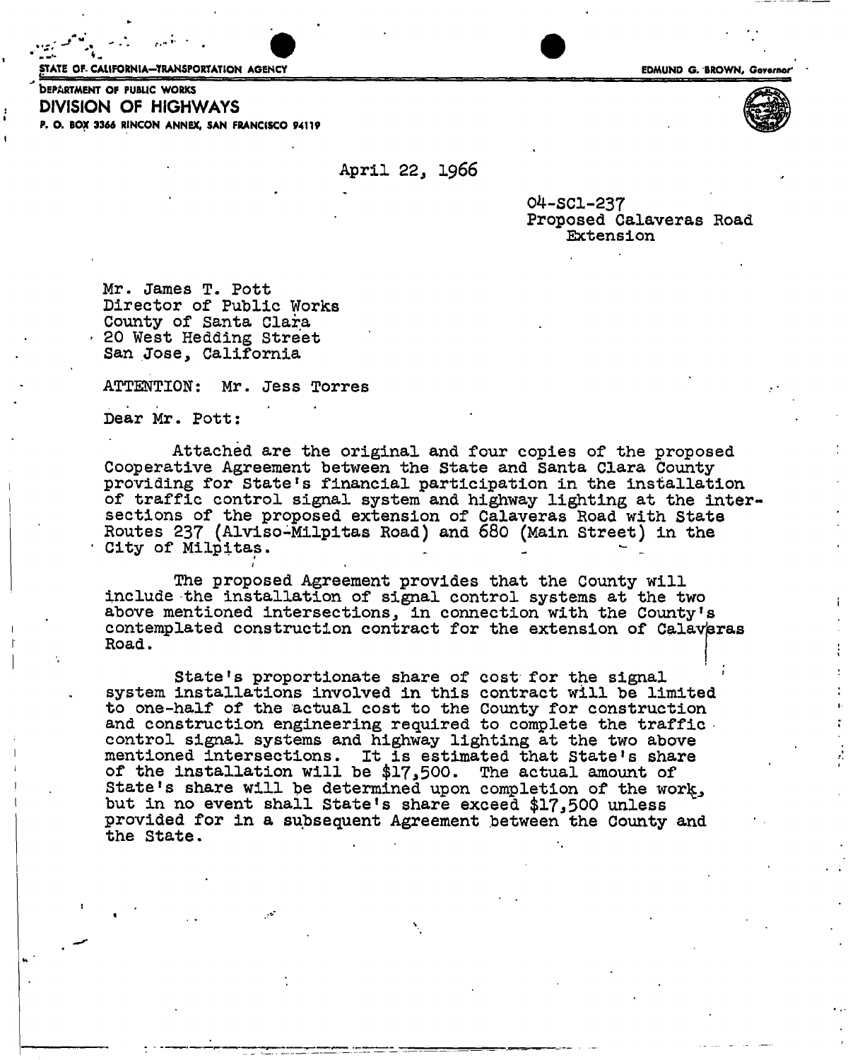STATE OF CALIFORNIA—TRANSPORTATION AGENCY

EDMUND G. BROWN, Governor

DEPARTMENT OF PUBLIC WORKS

**DIVISION OF HIGHWAYS**

P. O. BOX 3366 RINCON ANNEX, SAN FRANCISCO 94119

April 22, 1966

04-SCl-237
Proposed Calaveras Road
Extension

Mr. James T. Pott
Director of Public Works
County of Santa Clara
20 West Hedding Street
San Jose, California

ATTENTION: Mr. Jess Torres

Dear Mr. Pott:

Attached are the original and four copies of the proposed Cooperative Agreement between the State and Santa Clara County providing for State's financial participation in the installation of traffic control signal system and highway lighting at the intersections of the proposed extension of Calaveras Road with State Routes 237 (Alviso-Milpitas Road) and 680 (Main Street) in the City of Milpitas.

The proposed Agreement provides that the County will include the installation of signal control systems at the two above mentioned intersections, in connection with the County's contemplated construction contract for the extension of Calaveras Road.

State's proportionate share of cost for the signal system installations involved in this contract will be limited to one-half of the actual cost to the County for construction and construction engineering required to complete the traffic control signal systems and highway lighting at the two above mentioned intersections. It is estimated that State's share of the installation will be $17,500. The actual amount of State's share will be determined upon completion of the work, but in no event shall State's share exceed $17,500 unless provided for in a subsequent Agreement between the County and the State.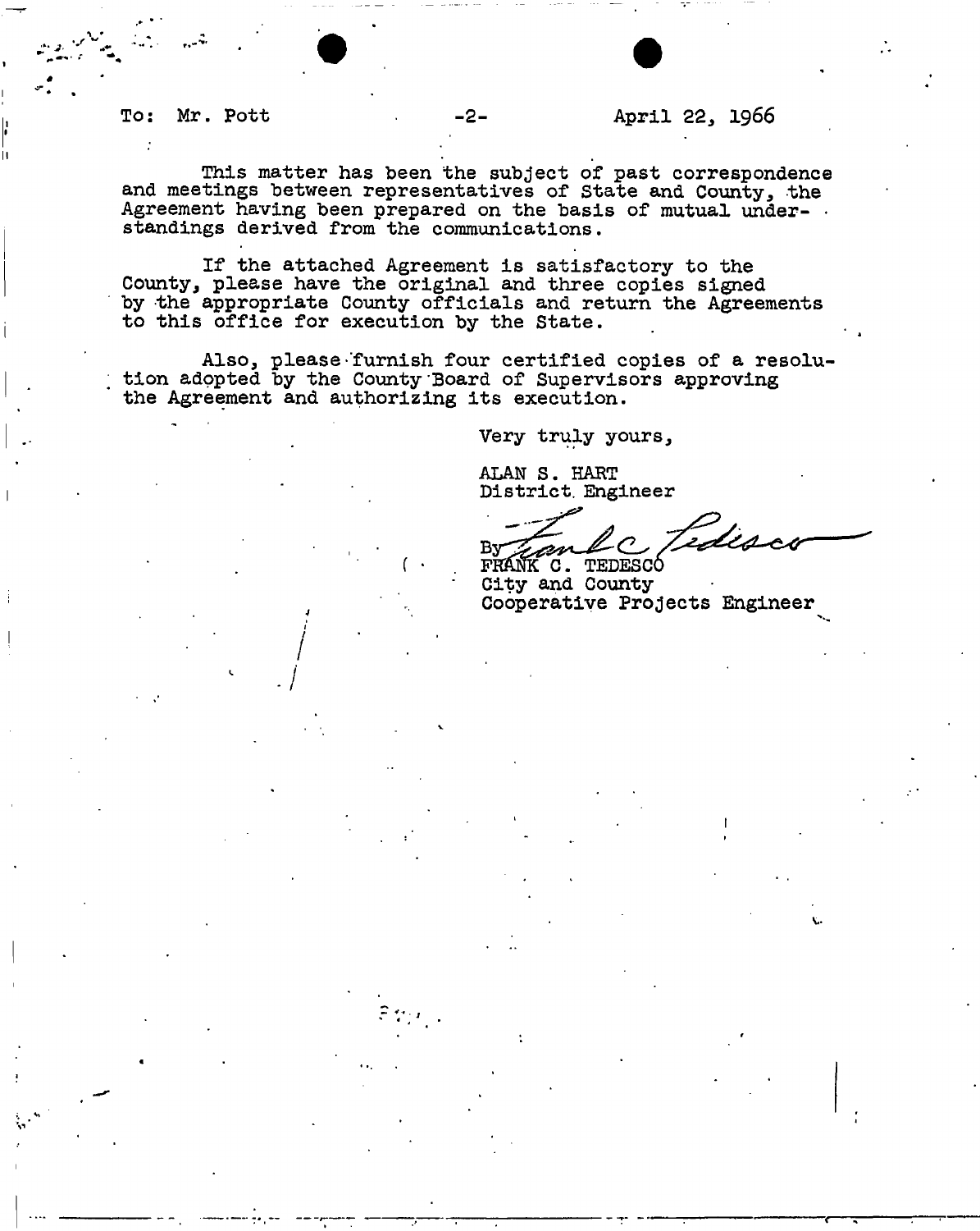To: Mr. Pott -2- April 22, 1966

This matter has been the subject of past correspondence and meetings between representatives of State and County, the Agreement having been prepared on the basis of mutual understandings derived from the communications.

If the attached Agreement is satisfactory to the County, please have the original and three copies signed by the appropriate County officials and return the Agreements to this office for execution by the State.

Also, please furnish four certified copies of a resolution adopted by the County Board of Supervisors approving the Agreement and authorizing its execution.

Very truly yours,

ALAN S. HART
District Engineer

By Frank C. Tedesco
FRANK C. TEDESCO
City and County
Cooperative Projects Engineer